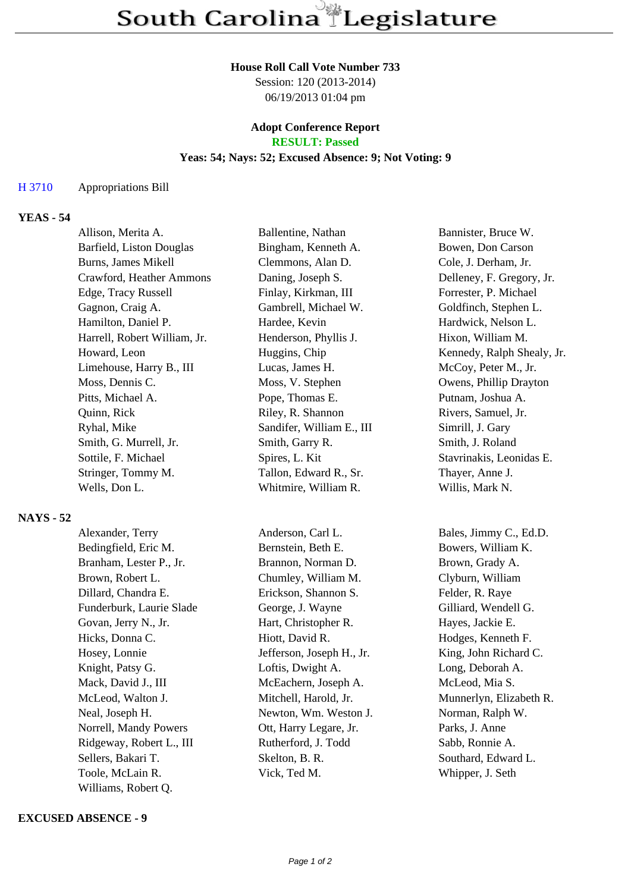# South Carolina Legislature

**House Roll Call Vote Number 733**
Session: 120 (2013-2014)
06/19/2013 01:04 pm

**Adopt Conference Report**
**RESULT: Passed**
**Yeas: 54; Nays: 52; Excused Absence: 9; Not Voting: 9**

H 3710 Appropriations Bill

**YEAS - 54**

| | | |
|---|---|---|
| Allison, Merita A. | Ballentine, Nathan | Bannister, Bruce W. |
| Barfield, Liston Douglas | Bingham, Kenneth A. | Bowen, Don Carson |
| Burns, James Mikell | Clemmons, Alan D. | Cole, J. Derham, Jr. |
| Crawford, Heather Ammons | Daning, Joseph S. | Delleney, F. Gregory, Jr. |
| Edge, Tracy Russell | Finlay, Kirkman, III | Forrester, P. Michael |
| Gagnon, Craig A. | Gambrell, Michael W. | Goldfinch, Stephen L. |
| Hamilton, Daniel P. | Hardee, Kevin | Hardwick, Nelson L. |
| Harrell, Robert William, Jr. | Henderson, Phyllis J. | Hixon, William M. |
| Howard, Leon | Huggins, Chip | Kennedy, Ralph Shealy, Jr. |
| Limehouse, Harry B., III | Lucas, James H. | McCoy, Peter M., Jr. |
| Moss, Dennis C. | Moss, V. Stephen | Owens, Phillip Drayton |
| Pitts, Michael A. | Pope, Thomas E. | Putnam, Joshua A. |
| Quinn, Rick | Riley, R. Shannon | Rivers, Samuel, Jr. |
| Ryhal, Mike | Sandifer, William E., III | Simrill, J. Gary |
| Smith, G. Murrell, Jr. | Smith, Garry R. | Smith, J. Roland |
| Sottile, F. Michael | Spires, L. Kit | Stavrinakis, Leonidas E. |
| Stringer, Tommy M. | Tallon, Edward R., Sr. | Thayer, Anne J. |
| Wells, Don L. | Whitmire, William R. | Willis, Mark N. |

**NAYS - 52**

| | | |
|---|---|---|
| Alexander, Terry | Anderson, Carl L. | Bales, Jimmy C., Ed.D. |
| Bedingfield, Eric M. | Bernstein, Beth E. | Bowers, William K. |
| Branham, Lester P., Jr. | Brannon, Norman D. | Brown, Grady A. |
| Brown, Robert L. | Chumley, William M. | Clyburn, William |
| Dillard, Chandra E. | Erickson, Shannon S. | Felder, R. Raye |
| Funderburk, Laurie Slade | George, J. Wayne | Gilliard, Wendell G. |
| Govan, Jerry N., Jr. | Hart, Christopher R. | Hayes, Jackie E. |
| Hicks, Donna C. | Hiott, David R. | Hodges, Kenneth F. |
| Hosey, Lonnie | Jefferson, Joseph H., Jr. | King, John Richard C. |
| Knight, Patsy G. | Loftis, Dwight A. | Long, Deborah A. |
| Mack, David J., III | McEachern, Joseph A. | McLeod, Mia S. |
| McLeod, Walton J. | Mitchell, Harold, Jr. | Munnerlyn, Elizabeth R. |
| Neal, Joseph H. | Newton, Wm. Weston J. | Norman, Ralph W. |
| Norrell, Mandy Powers | Ott, Harry Legare, Jr. | Parks, J. Anne |
| Ridgeway, Robert L., III | Rutherford, J. Todd | Sabb, Ronnie A. |
| Sellers, Bakari T. | Skelton, B. R. | Southard, Edward L. |
| Toole, McLain R. | Vick, Ted M. | Whipper, J. Seth |
| Williams, Robert Q. | | |

**EXCUSED ABSENCE - 9**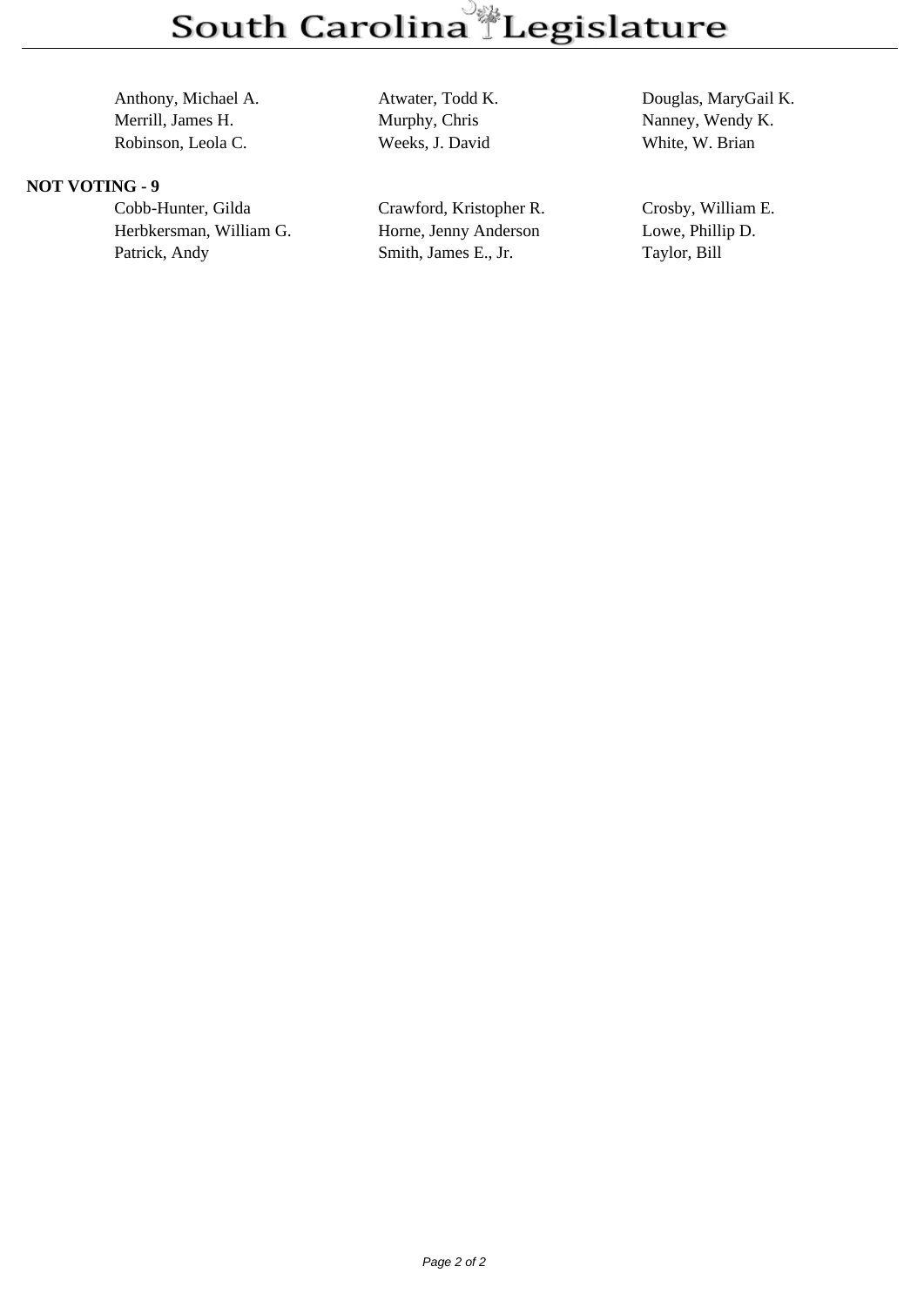| | | |
|---|---|---|
| Anthony, Michael A. | Atwater, Todd K. | Douglas, MaryGail K. |
| Merrill, James H. | Murphy, Chris | Nanney, Wendy K. |
| Robinson, Leola C. | Weeks, J. David | White, W. Brian |

**NOT VOTING - 9**

| | | |
|---|---|---|
| Cobb-Hunter, Gilda | Crawford, Kristopher R. | Crosby, William E. |
| Herbkersman, William G. | Horne, Jenny Anderson | Lowe, Phillip D. |
| Patrick, Andy | Smith, James E., Jr. | Taylor, Bill |